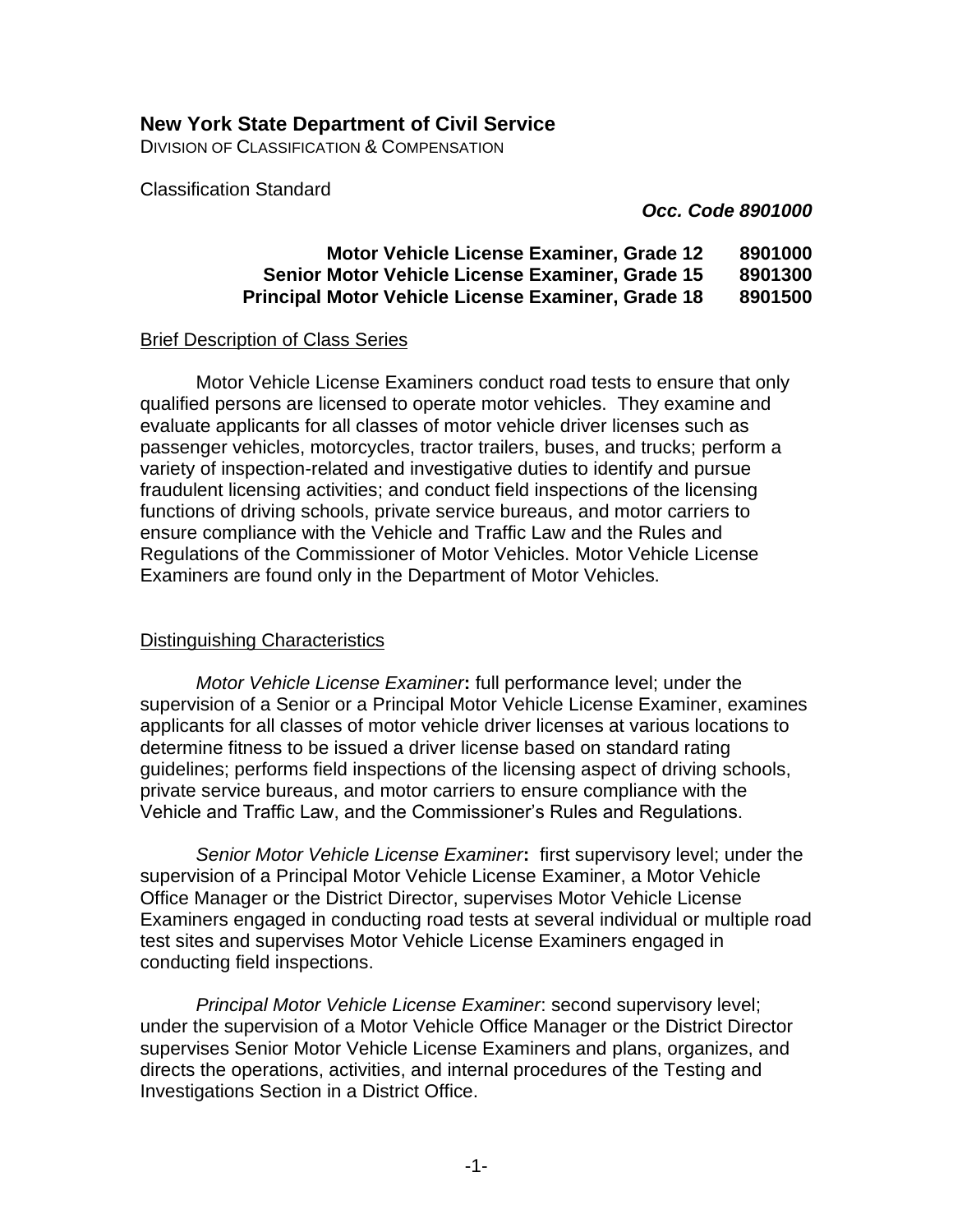## New York State Department of Civil Service

DIVISION OF CLASSIFICATION & COMPENSATION

Classification Standard

***Occ. Code 8901000***

**Motor Vehicle License Examiner, Grade 12 8901000**
**Senior Motor Vehicle License Examiner, Grade 15 8901300**
**Principal Motor Vehicle License Examiner, Grade 18 8901500**

### Brief Description of Class Series

Motor Vehicle License Examiners conduct road tests to ensure that only qualified persons are licensed to operate motor vehicles. They examine and evaluate applicants for all classes of motor vehicle driver licenses such as passenger vehicles, motorcycles, tractor trailers, buses, and trucks; perform a variety of inspection-related and investigative duties to identify and pursue fraudulent licensing activities; and conduct field inspections of the licensing functions of driving schools, private service bureaus, and motor carriers to ensure compliance with the Vehicle and Traffic Law and the Rules and Regulations of the Commissioner of Motor Vehicles. Motor Vehicle License Examiners are found only in the Department of Motor Vehicles.

### Distinguishing Characteristics

*Motor Vehicle License Examiner***:** full performance level; under the supervision of a Senior or a Principal Motor Vehicle License Examiner, examines applicants for all classes of motor vehicle driver licenses at various locations to determine fitness to be issued a driver license based on standard rating guidelines; performs field inspections of the licensing aspect of driving schools, private service bureaus, and motor carriers to ensure compliance with the Vehicle and Traffic Law, and the Commissioner's Rules and Regulations.

*Senior Motor Vehicle License Examiner***:** first supervisory level; under the supervision of a Principal Motor Vehicle License Examiner, a Motor Vehicle Office Manager or the District Director, supervises Motor Vehicle License Examiners engaged in conducting road tests at several individual or multiple road test sites and supervises Motor Vehicle License Examiners engaged in conducting field inspections.

*Principal Motor Vehicle License Examiner*: second supervisory level; under the supervision of a Motor Vehicle Office Manager or the District Director supervises Senior Motor Vehicle License Examiners and plans, organizes, and directs the operations, activities, and internal procedures of the Testing and Investigations Section in a District Office.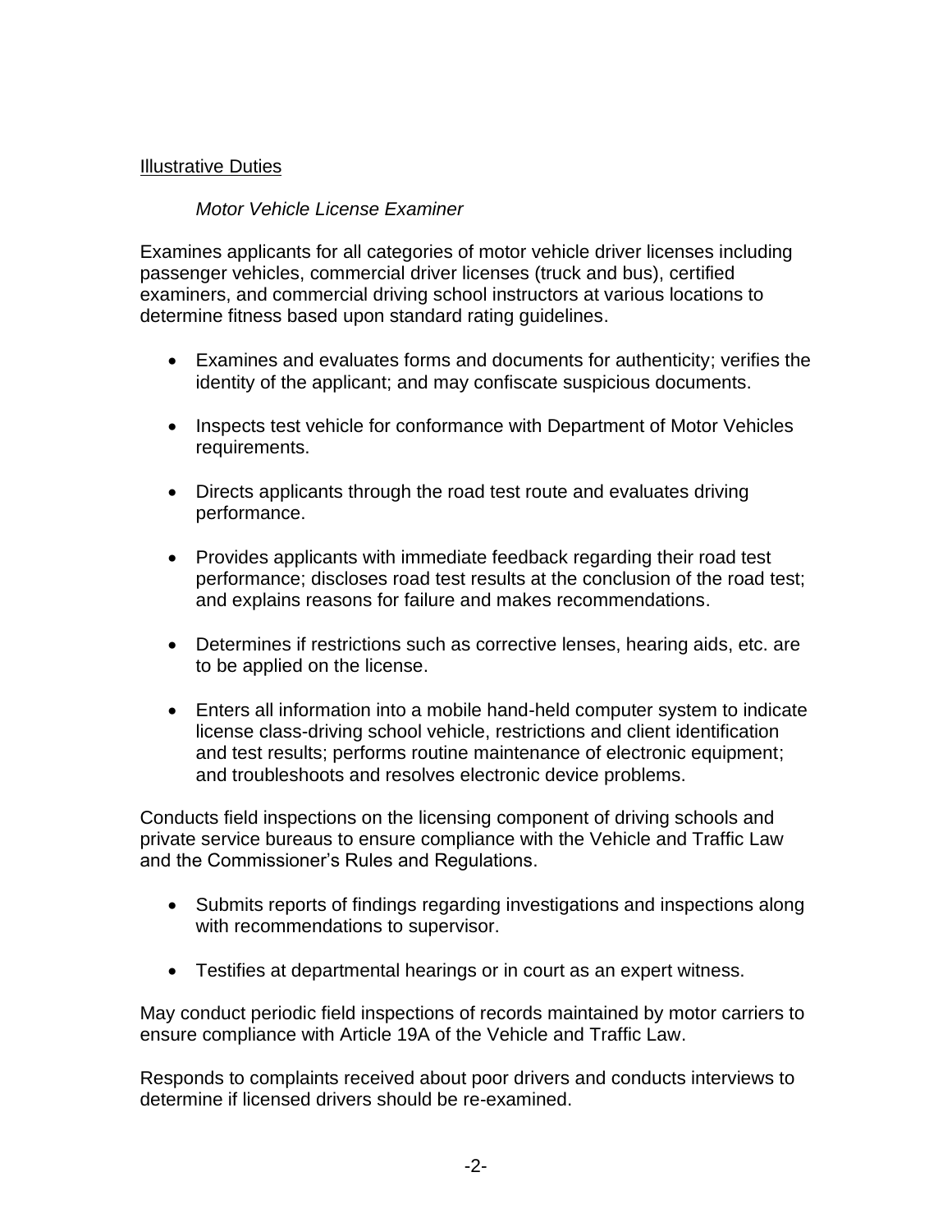## Illustrative Duties

*Motor Vehicle License Examiner*

Examines applicants for all categories of motor vehicle driver licenses including passenger vehicles, commercial driver licenses (truck and bus), certified examiners, and commercial driving school instructors at various locations to determine fitness based upon standard rating guidelines.

- Examines and evaluates forms and documents for authenticity; verifies the identity of the applicant; and may confiscate suspicious documents.
- Inspects test vehicle for conformance with Department of Motor Vehicles requirements.
- Directs applicants through the road test route and evaluates driving performance.
- Provides applicants with immediate feedback regarding their road test performance; discloses road test results at the conclusion of the road test; and explains reasons for failure and makes recommendations.
- Determines if restrictions such as corrective lenses, hearing aids, etc. are to be applied on the license.
- Enters all information into a mobile hand-held computer system to indicate license class-driving school vehicle, restrictions and client identification and test results; performs routine maintenance of electronic equipment; and troubleshoots and resolves electronic device problems.

Conducts field inspections on the licensing component of driving schools and private service bureaus to ensure compliance with the Vehicle and Traffic Law and the Commissioner's Rules and Regulations.

- Submits reports of findings regarding investigations and inspections along with recommendations to supervisor.
- Testifies at departmental hearings or in court as an expert witness.

May conduct periodic field inspections of records maintained by motor carriers to ensure compliance with Article 19A of the Vehicle and Traffic Law.

Responds to complaints received about poor drivers and conducts interviews to determine if licensed drivers should be re-examined.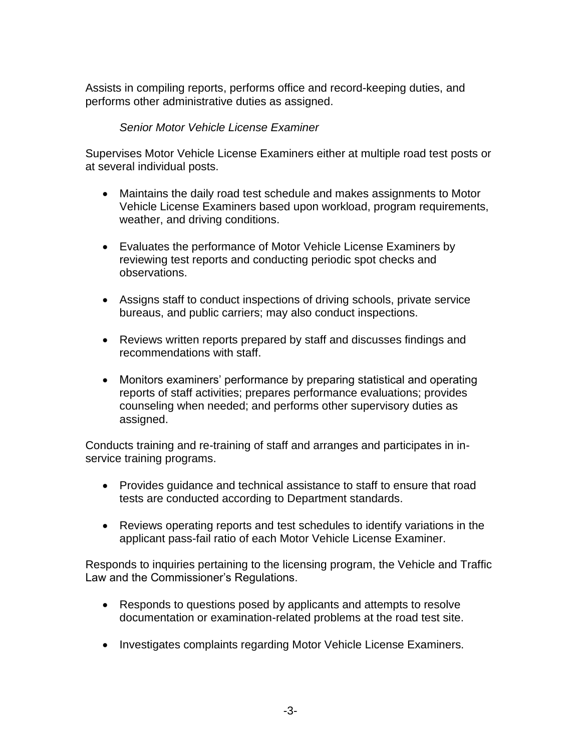Assists in compiling reports, performs office and record-keeping duties, and performs other administrative duties as assigned.

*Senior Motor Vehicle License Examiner*

Supervises Motor Vehicle License Examiners either at multiple road test posts or at several individual posts.

- Maintains the daily road test schedule and makes assignments to Motor Vehicle License Examiners based upon workload, program requirements, weather, and driving conditions.
- Evaluates the performance of Motor Vehicle License Examiners by reviewing test reports and conducting periodic spot checks and observations.
- Assigns staff to conduct inspections of driving schools, private service bureaus, and public carriers; may also conduct inspections.
- Reviews written reports prepared by staff and discusses findings and recommendations with staff.
- Monitors examiners' performance by preparing statistical and operating reports of staff activities; prepares performance evaluations; provides counseling when needed; and performs other supervisory duties as assigned.

Conducts training and re-training of staff and arranges and participates in in-service training programs.

- Provides guidance and technical assistance to staff to ensure that road tests are conducted according to Department standards.
- Reviews operating reports and test schedules to identify variations in the applicant pass-fail ratio of each Motor Vehicle License Examiner.

Responds to inquiries pertaining to the licensing program, the Vehicle and Traffic Law and the Commissioner's Regulations.

- Responds to questions posed by applicants and attempts to resolve documentation or examination-related problems at the road test site.
- Investigates complaints regarding Motor Vehicle License Examiners.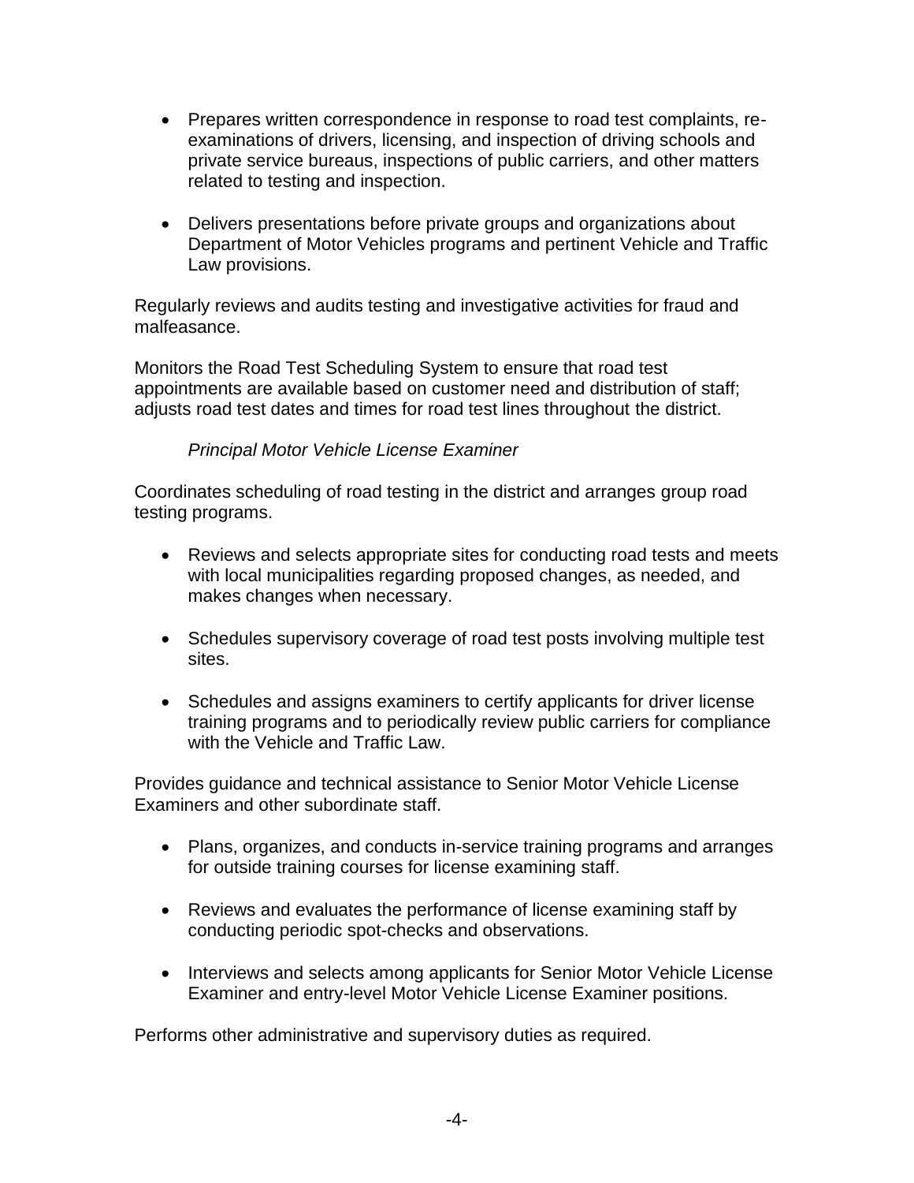- Prepares written correspondence in response to road test complaints, re-examinations of drivers, licensing, and inspection of driving schools and private service bureaus, inspections of public carriers, and other matters related to testing and inspection.

- Delivers presentations before private groups and organizations about Department of Motor Vehicles programs and pertinent Vehicle and Traffic Law provisions.

Regularly reviews and audits testing and investigative activities for fraud and malfeasance.

Monitors the Road Test Scheduling System to ensure that road test appointments are available based on customer need and distribution of staff; adjusts road test dates and times for road test lines throughout the district.

*Principal Motor Vehicle License Examiner*

Coordinates scheduling of road testing in the district and arranges group road testing programs.

- Reviews and selects appropriate sites for conducting road tests and meets with local municipalities regarding proposed changes, as needed, and makes changes when necessary.

- Schedules supervisory coverage of road test posts involving multiple test sites.

- Schedules and assigns examiners to certify applicants for driver license training programs and to periodically review public carriers for compliance with the Vehicle and Traffic Law.

Provides guidance and technical assistance to Senior Motor Vehicle License Examiners and other subordinate staff.

- Plans, organizes, and conducts in-service training programs and arranges for outside training courses for license examining staff.

- Reviews and evaluates the performance of license examining staff by conducting periodic spot-checks and observations.

- Interviews and selects among applicants for Senior Motor Vehicle License Examiner and entry-level Motor Vehicle License Examiner positions.

Performs other administrative and supervisory duties as required.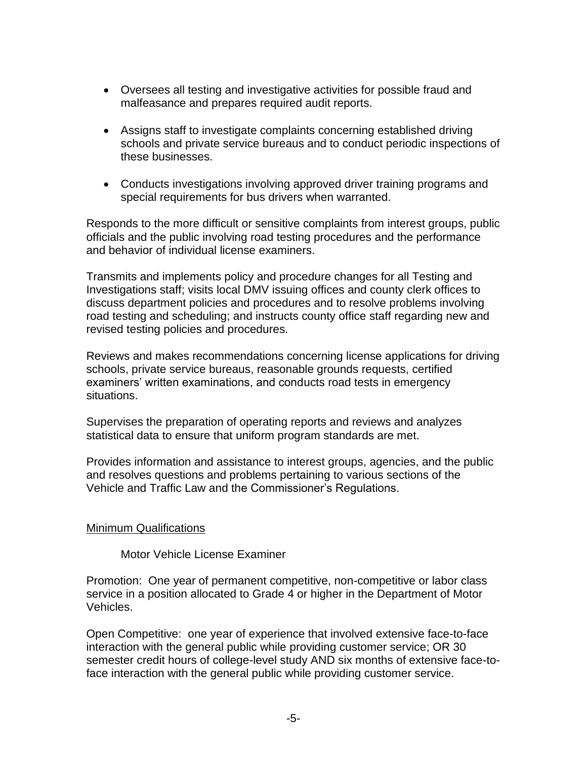- Oversees all testing and investigative activities for possible fraud and malfeasance and prepares required audit reports.

- Assigns staff to investigate complaints concerning established driving schools and private service bureaus and to conduct periodic inspections of these businesses.

- Conducts investigations involving approved driver training programs and special requirements for bus drivers when warranted.

Responds to the more difficult or sensitive complaints from interest groups, public officials and the public involving road testing procedures and the performance and behavior of individual license examiners.

Transmits and implements policy and procedure changes for all Testing and Investigations staff; visits local DMV issuing offices and county clerk offices to discuss department policies and procedures and to resolve problems involving road testing and scheduling; and instructs county office staff regarding new and revised testing policies and procedures.

Reviews and makes recommendations concerning license applications for driving schools, private service bureaus, reasonable grounds requests, certified examiners' written examinations, and conducts road tests in emergency situations.

Supervises the preparation of operating reports and reviews and analyzes statistical data to ensure that uniform program standards are met.

Provides information and assistance to interest groups, agencies, and the public and resolves questions and problems pertaining to various sections of the Vehicle and Traffic Law and the Commissioner's Regulations.

## Minimum Qualifications

Motor Vehicle License Examiner

Promotion: One year of permanent competitive, non-competitive or labor class service in a position allocated to Grade 4 or higher in the Department of Motor Vehicles.

Open Competitive: one year of experience that involved extensive face-to-face interaction with the general public while providing customer service; OR 30 semester credit hours of college-level study AND six months of extensive face-to-face interaction with the general public while providing customer service.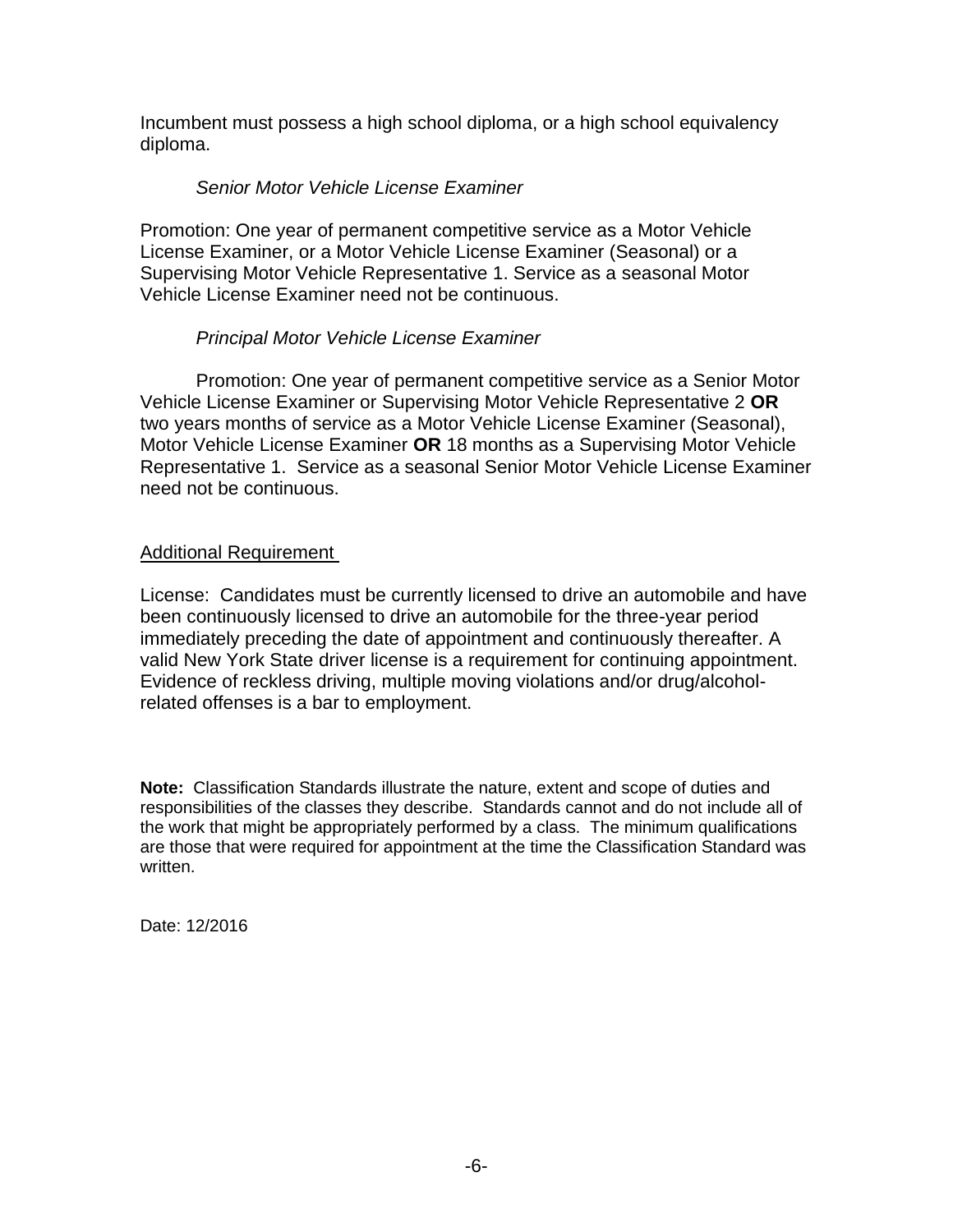Incumbent must possess a high school diploma, or a high school equivalency diploma.

*Senior Motor Vehicle License Examiner*

Promotion: One year of permanent competitive service as a Motor Vehicle License Examiner, or a Motor Vehicle License Examiner (Seasonal) or a Supervising Motor Vehicle Representative 1. Service as a seasonal Motor Vehicle License Examiner need not be continuous.

*Principal Motor Vehicle License Examiner*

Promotion: One year of permanent competitive service as a Senior Motor Vehicle License Examiner or Supervising Motor Vehicle Representative 2 **OR** two years months of service as a Motor Vehicle License Examiner (Seasonal), Motor Vehicle License Examiner **OR** 18 months as a Supervising Motor Vehicle Representative 1. Service as a seasonal Senior Motor Vehicle License Examiner need not be continuous.

Additional Requirement

License: Candidates must be currently licensed to drive an automobile and have been continuously licensed to drive an automobile for the three-year period immediately preceding the date of appointment and continuously thereafter. A valid New York State driver license is a requirement for continuing appointment. Evidence of reckless driving, multiple moving violations and/or drug/alcohol-related offenses is a bar to employment.

**Note:** Classification Standards illustrate the nature, extent and scope of duties and responsibilities of the classes they describe. Standards cannot and do not include all of the work that might be appropriately performed by a class. The minimum qualifications are those that were required for appointment at the time the Classification Standard was written.

Date: 12/2016